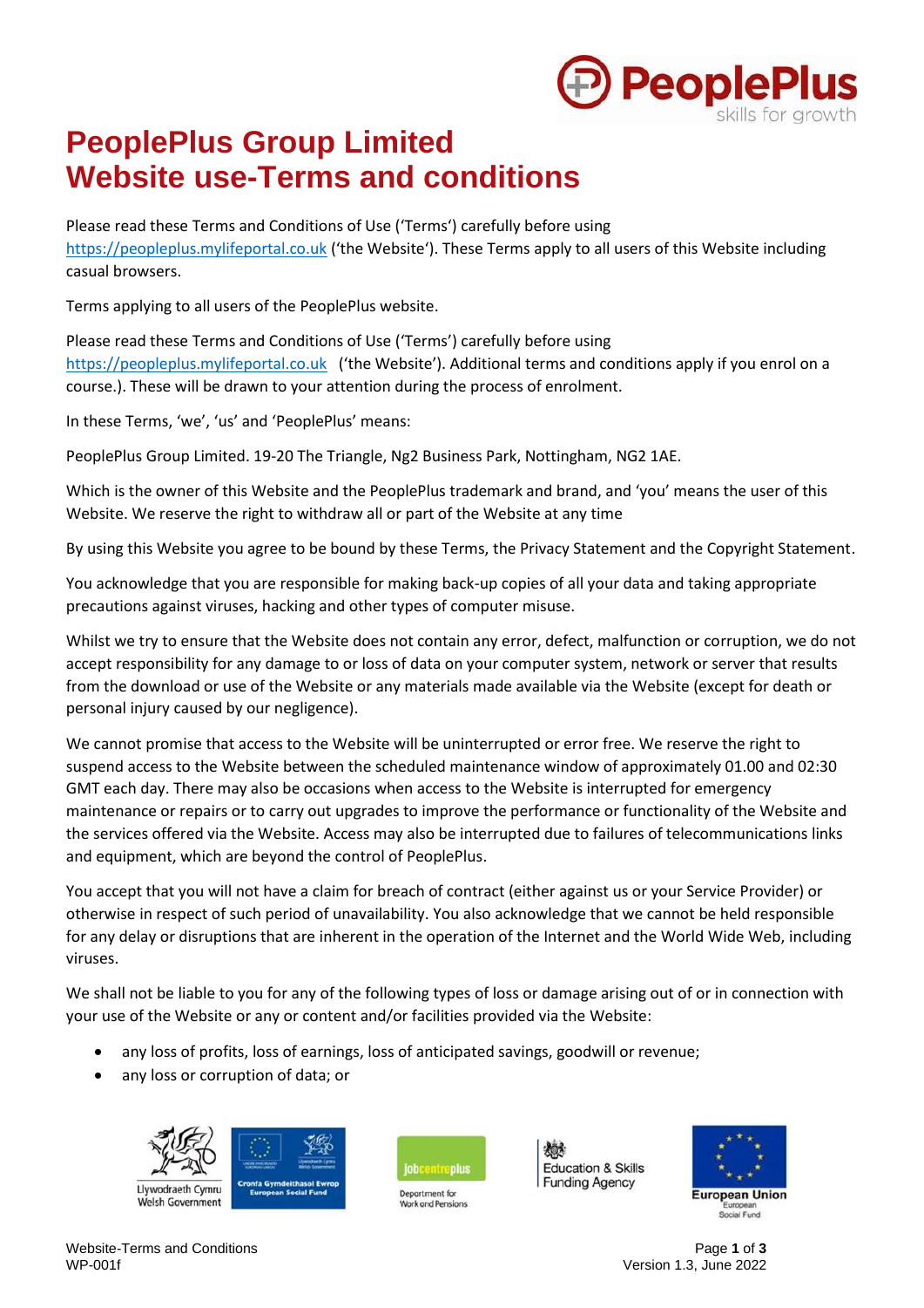# PeoplePlus Group Limited
# Website use-Terms and conditions

Please read these Terms and Conditions of Use ('Terms') carefully before using https://peopleplus.mylifeportal.co.uk ('the Website'). These Terms apply to all users of this Website including casual browsers.

Terms applying to all users of the PeoplePlus website.

Please read these Terms and Conditions of Use ('Terms') carefully before using https://peopleplus.mylifeportal.co.uk ('the Website'). Additional terms and conditions apply if you enrol on a course.). These will be drawn to your attention during the process of enrolment.

In these Terms, 'we', 'us' and 'PeoplePlus' means:

PeoplePlus Group Limited. 19-20 The Triangle, Ng2 Business Park, Nottingham, NG2 1AE.

Which is the owner of this Website and the PeoplePlus trademark and brand, and 'you' means the user of this Website. We reserve the right to withdraw all or part of the Website at any time

By using this Website you agree to be bound by these Terms, the Privacy Statement and the Copyright Statement.

You acknowledge that you are responsible for making back-up copies of all your data and taking appropriate precautions against viruses, hacking and other types of computer misuse.

Whilst we try to ensure that the Website does not contain any error, defect, malfunction or corruption, we do not accept responsibility for any damage to or loss of data on your computer system, network or server that results from the download or use of the Website or any materials made available via the Website (except for death or personal injury caused by our negligence).

We cannot promise that access to the Website will be uninterrupted or error free. We reserve the right to suspend access to the Website between the scheduled maintenance window of approximately 01.00 and 02:30 GMT each day. There may also be occasions when access to the Website is interrupted for emergency maintenance or repairs or to carry out upgrades to improve the performance or functionality of the Website and the services offered via the Website. Access may also be interrupted due to failures of telecommunications links and equipment, which are beyond the control of PeoplePlus.

You accept that you will not have a claim for breach of contract (either against us or your Service Provider) or otherwise in respect of such period of unavailability. You also acknowledge that we cannot be held responsible for any delay or disruptions that are inherent in the operation of the Internet and the World Wide Web, including viruses.

We shall not be liable to you for any of the following types of loss or damage arising out of or in connection with your use of the Website or any or content and/or facilities provided via the Website:

- any loss of profits, loss of earnings, loss of anticipated savings, goodwill or revenue;
- any loss or corruption of data; or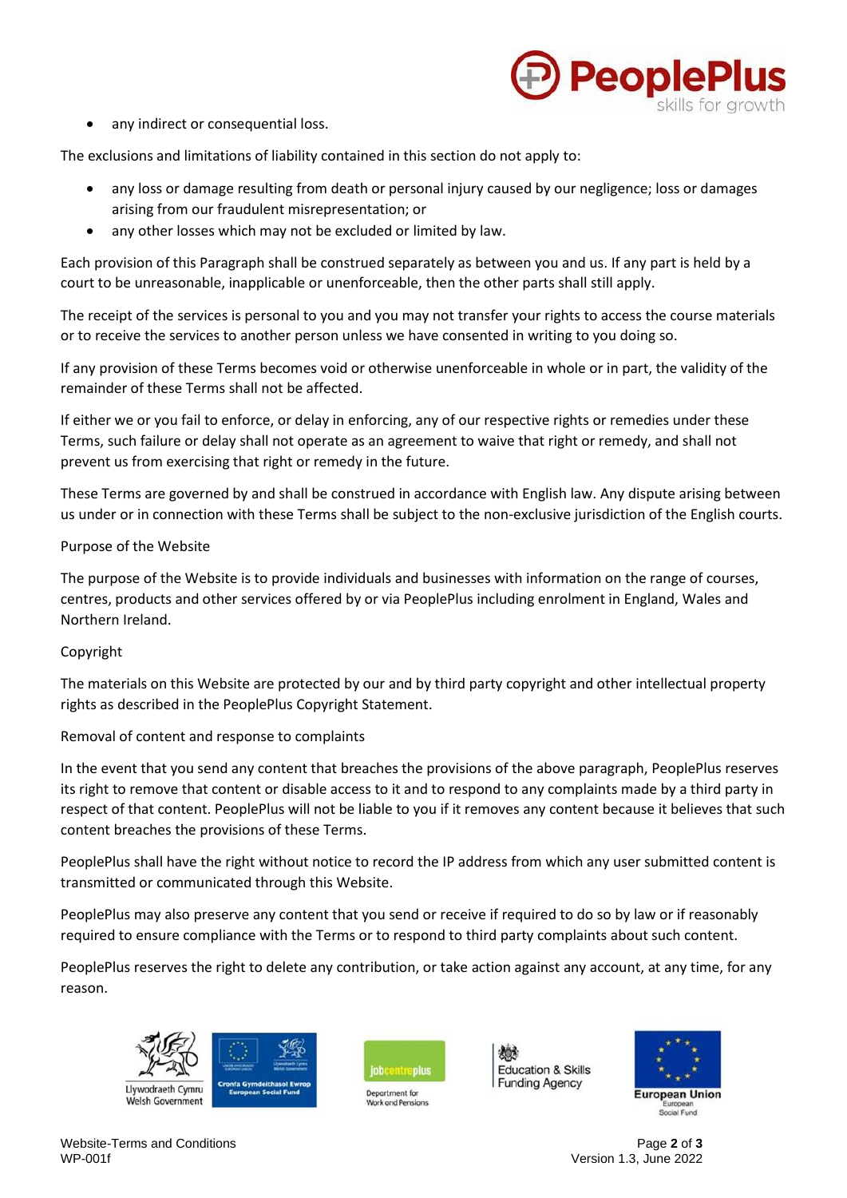- any indirect or consequential loss.

The exclusions and limitations of liability contained in this section do not apply to:

- any loss or damage resulting from death or personal injury caused by our negligence; loss or damages arising from our fraudulent misrepresentation; or
- any other losses which may not be excluded or limited by law.

Each provision of this Paragraph shall be construed separately as between you and us. If any part is held by a court to be unreasonable, inapplicable or unenforceable, then the other parts shall still apply.

The receipt of the services is personal to you and you may not transfer your rights to access the course materials or to receive the services to another person unless we have consented in writing to you doing so.

If any provision of these Terms becomes void or otherwise unenforceable in whole or in part, the validity of the remainder of these Terms shall not be affected.

If either we or you fail to enforce, or delay in enforcing, any of our respective rights or remedies under these Terms, such failure or delay shall not operate as an agreement to waive that right or remedy, and shall not prevent us from exercising that right or remedy in the future.

These Terms are governed by and shall be construed in accordance with English law. Any dispute arising between us under or in connection with these Terms shall be subject to the non-exclusive jurisdiction of the English courts.

Purpose of the Website

The purpose of the Website is to provide individuals and businesses with information on the range of courses, centres, products and other services offered by or via PeoplePlus including enrolment in England, Wales and Northern Ireland.

Copyright

The materials on this Website are protected by our and by third party copyright and other intellectual property rights as described in the PeoplePlus Copyright Statement.

Removal of content and response to complaints

In the event that you send any content that breaches the provisions of the above paragraph, PeoplePlus reserves its right to remove that content or disable access to it and to respond to any complaints made by a third party in respect of that content. PeoplePlus will not be liable to you if it removes any content because it believes that such content breaches the provisions of these Terms.

PeoplePlus shall have the right without notice to record the IP address from which any user submitted content is transmitted or communicated through this Website.

PeoplePlus may also preserve any content that you send or receive if required to do so by law or if reasonably required to ensure compliance with the Terms or to respond to third party complaints about such content.

PeoplePlus reserves the right to delete any contribution, or take action against any account, at any time, for any reason.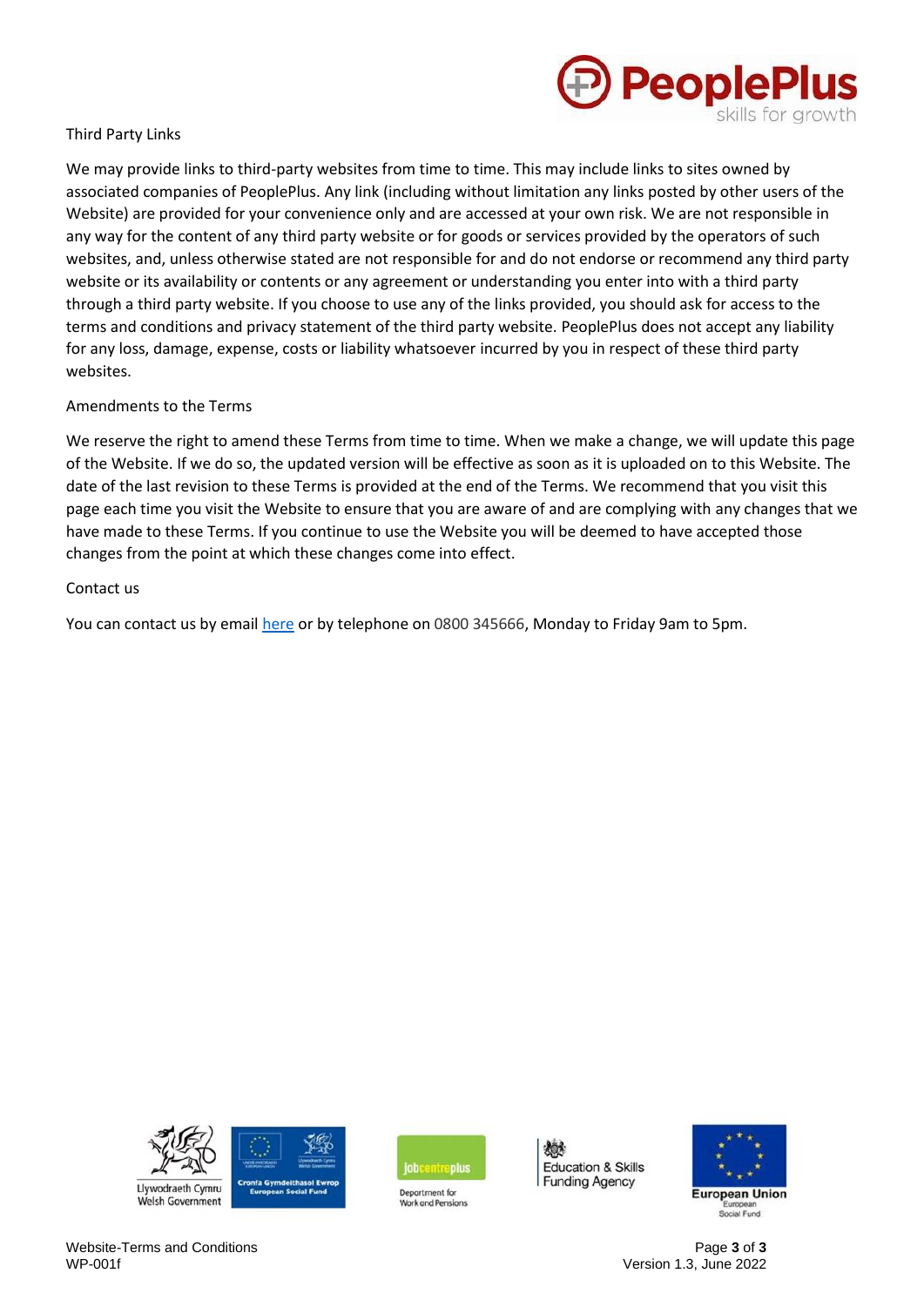## Third Party Links

We may provide links to third-party websites from time to time. This may include links to sites owned by associated companies of PeoplePlus. Any link (including without limitation any links posted by other users of the Website) are provided for your convenience only and are accessed at your own risk. We are not responsible in any way for the content of any third party website or for goods or services provided by the operators of such websites, and, unless otherwise stated are not responsible for and do not endorse or recommend any third party website or its availability or contents or any agreement or understanding you enter into with a third party through a third party website. If you choose to use any of the links provided, you should ask for access to the terms and conditions and privacy statement of the third party website. PeoplePlus does not accept any liability for any loss, damage, expense, costs or liability whatsoever incurred by you in respect of these third party websites.

## Amendments to the Terms

We reserve the right to amend these Terms from time to time. When we make a change, we will update this page of the Website. If we do so, the updated version will be effective as soon as it is uploaded on to this Website. The date of the last revision to these Terms is provided at the end of the Terms. We recommend that you visit this page each time you visit the Website to ensure that you are aware of and are complying with any changes that we have made to these Terms. If you continue to use the Website you will be deemed to have accepted those changes from the point at which these changes come into effect.

## Contact us

You can contact us by email here or by telephone on 0800 345666, Monday to Friday 9am to 5pm.

Website-Terms and Conditions
WP-001f

Version 1.3, June 2022